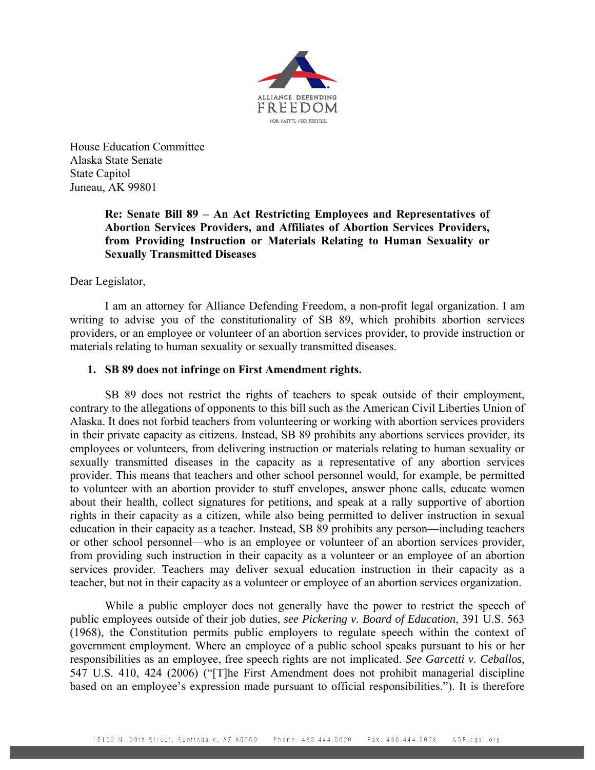House Education Committee
Alaska State Senate
State Capitol
Juneau, AK 99801

**Re: Senate Bill 89 – An Act Restricting Employees and Representatives of Abortion Services Providers, and Affiliates of Abortion Services Providers, from Providing Instruction or Materials Relating to Human Sexuality or Sexually Transmitted Diseases**

Dear Legislator,

I am an attorney for Alliance Defending Freedom, a non-profit legal organization. I am writing to advise you of the constitutionality of SB 89, which prohibits abortion services providers, or an employee or volunteer of an abortion services provider, to provide instruction or materials relating to human sexuality or sexually transmitted diseases.

**1. SB 89 does not infringe on First Amendment rights.**

SB 89 does not restrict the rights of teachers to speak outside of their employment, contrary to the allegations of opponents to this bill such as the American Civil Liberties Union of Alaska. It does not forbid teachers from volunteering or working with abortion services providers in their private capacity as citizens. Instead, SB 89 prohibits any abortions services provider, its employees or volunteers, from delivering instruction or materials relating to human sexuality or sexually transmitted diseases in the capacity as a representative of any abortion services provider. This means that teachers and other school personnel would, for example, be permitted to volunteer with an abortion provider to stuff envelopes, answer phone calls, educate women about their health, collect signatures for petitions, and speak at a rally supportive of abortion rights in their capacity as a citizen, while also being permitted to deliver instruction in sexual education in their capacity as a teacher. Instead, SB 89 prohibits any person—including teachers or other school personnel—who is an employee or volunteer of an abortion services provider, from providing such instruction in their capacity as a volunteer or an employee of an abortion services provider. Teachers may deliver sexual education instruction in their capacity as a teacher, but not in their capacity as a volunteer or employee of an abortion services organization.

While a public employer does not generally have the power to restrict the speech of public employees outside of their job duties, *see Pickering v. Board of Education*, 391 U.S. 563 (1968), the Constitution permits public employers to regulate speech within the context of government employment. Where an employee of a public school speaks pursuant to his or her responsibilities as an employee, free speech rights are not implicated. *See Garcetti v. Ceballos*, 547 U.S. 410, 424 (2006) ("[T]he First Amendment does not prohibit managerial discipline based on an employee's expression made pursuant to official responsibilities."). It is therefore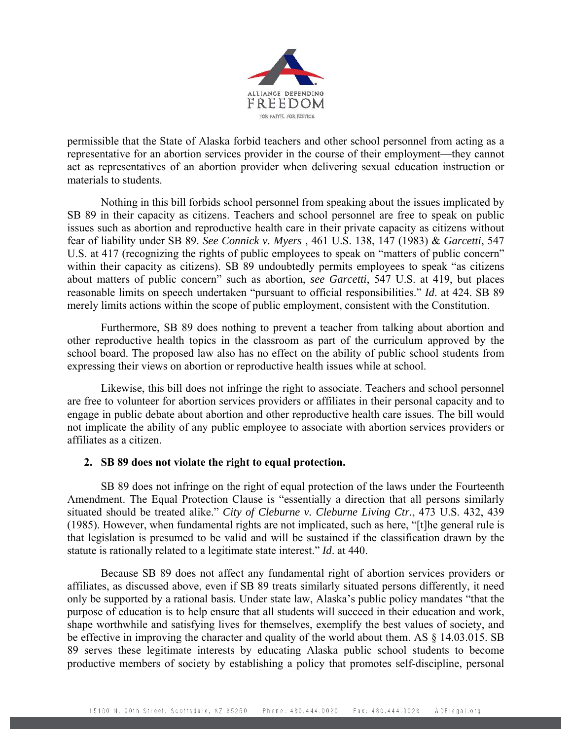permissible that the State of Alaska forbid teachers and other school personnel from acting as a representative for an abortion services provider in the course of their employment—they cannot act as representatives of an abortion provider when delivering sexual education instruction or materials to students.

Nothing in this bill forbids school personnel from speaking about the issues implicated by SB 89 in their capacity as citizens. Teachers and school personnel are free to speak on public issues such as abortion and reproductive health care in their private capacity as citizens without fear of liability under SB 89. *See Connick v. Myers* , 461 U.S. 138, 147 (1983) & *Garcetti*, 547 U.S. at 417 (recognizing the rights of public employees to speak on "matters of public concern" within their capacity as citizens). SB 89 undoubtedly permits employees to speak "as citizens about matters of public concern" such as abortion, *see Garcetti*, 547 U.S. at 419, but places reasonable limits on speech undertaken "pursuant to official responsibilities." *Id*. at 424. SB 89 merely limits actions within the scope of public employment, consistent with the Constitution.

Furthermore, SB 89 does nothing to prevent a teacher from talking about abortion and other reproductive health topics in the classroom as part of the curriculum approved by the school board. The proposed law also has no effect on the ability of public school students from expressing their views on abortion or reproductive health issues while at school.

Likewise, this bill does not infringe the right to associate. Teachers and school personnel are free to volunteer for abortion services providers or affiliates in their personal capacity and to engage in public debate about abortion and other reproductive health care issues. The bill would not implicate the ability of any public employee to associate with abortion services providers or affiliates as a citizen.

**2. SB 89 does not violate the right to equal protection.**

SB 89 does not infringe on the right of equal protection of the laws under the Fourteenth Amendment. The Equal Protection Clause is "essentially a direction that all persons similarly situated should be treated alike." *City of Cleburne v. Cleburne Living Ctr.*, 473 U.S. 432, 439 (1985). However, when fundamental rights are not implicated, such as here, "[t]he general rule is that legislation is presumed to be valid and will be sustained if the classification drawn by the statute is rationally related to a legitimate state interest." *Id*. at 440.

Because SB 89 does not affect any fundamental right of abortion services providers or affiliates, as discussed above, even if SB 89 treats similarly situated persons differently, it need only be supported by a rational basis. Under state law, Alaska's public policy mandates "that the purpose of education is to help ensure that all students will succeed in their education and work, shape worthwhile and satisfying lives for themselves, exemplify the best values of society, and be effective in improving the character and quality of the world about them. AS § 14.03.015. SB 89 serves these legitimate interests by educating Alaska public school students to become productive members of society by establishing a policy that promotes self-discipline, personal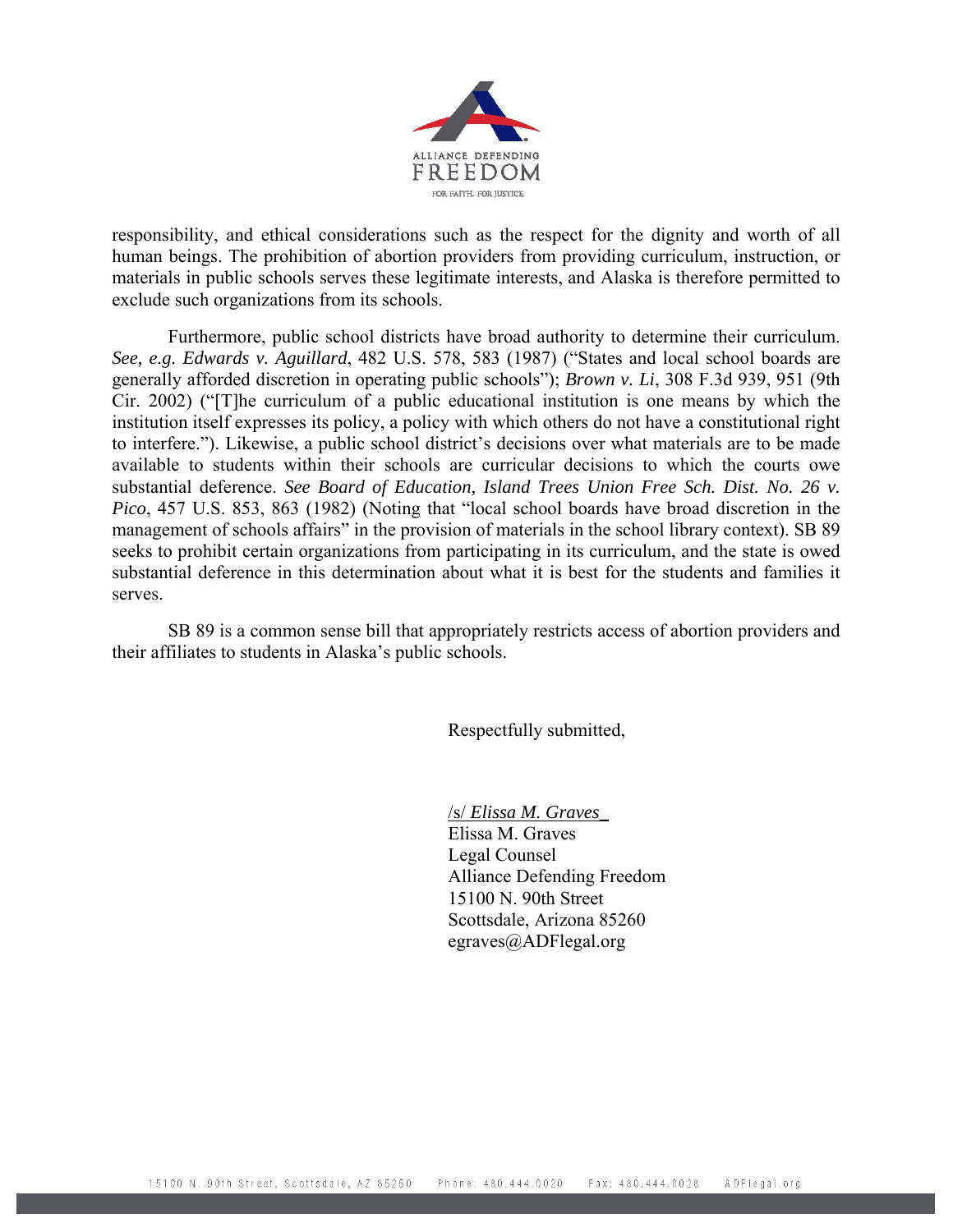responsibility, and ethical considerations such as the respect for the dignity and worth of all human beings. The prohibition of abortion providers from providing curriculum, instruction, or materials in public schools serves these legitimate interests, and Alaska is therefore permitted to exclude such organizations from its schools.

Furthermore, public school districts have broad authority to determine their curriculum. *See, e.g. Edwards v. Aguillard*, 482 U.S. 578, 583 (1987) ("States and local school boards are generally afforded discretion in operating public schools"); *Brown v. Li*, 308 F.3d 939, 951 (9th Cir. 2002) ("[T]he curriculum of a public educational institution is one means by which the institution itself expresses its policy, a policy with which others do not have a constitutional right to interfere."). Likewise, a public school district's decisions over what materials are to be made available to students within their schools are curricular decisions to which the courts owe substantial deference. *See Board of Education, Island Trees Union Free Sch. Dist. No. 26 v. Pico*, 457 U.S. 853, 863 (1982) (Noting that "local school boards have broad discretion in the management of schools affairs" in the provision of materials in the school library context). SB 89 seeks to prohibit certain organizations from participating in its curriculum, and the state is owed substantial deference in this determination about what it is best for the students and families it serves.

SB 89 is a common sense bill that appropriately restricts access of abortion providers and their affiliates to students in Alaska's public schools.

Respectfully submitted,

/s/ *Elissa M. Graves*  
Elissa M. Graves  
Legal Counsel  
Alliance Defending Freedom  
15100 N. 90th Street  
Scottsdale, Arizona 85260  
egraves@ADFlegal.org